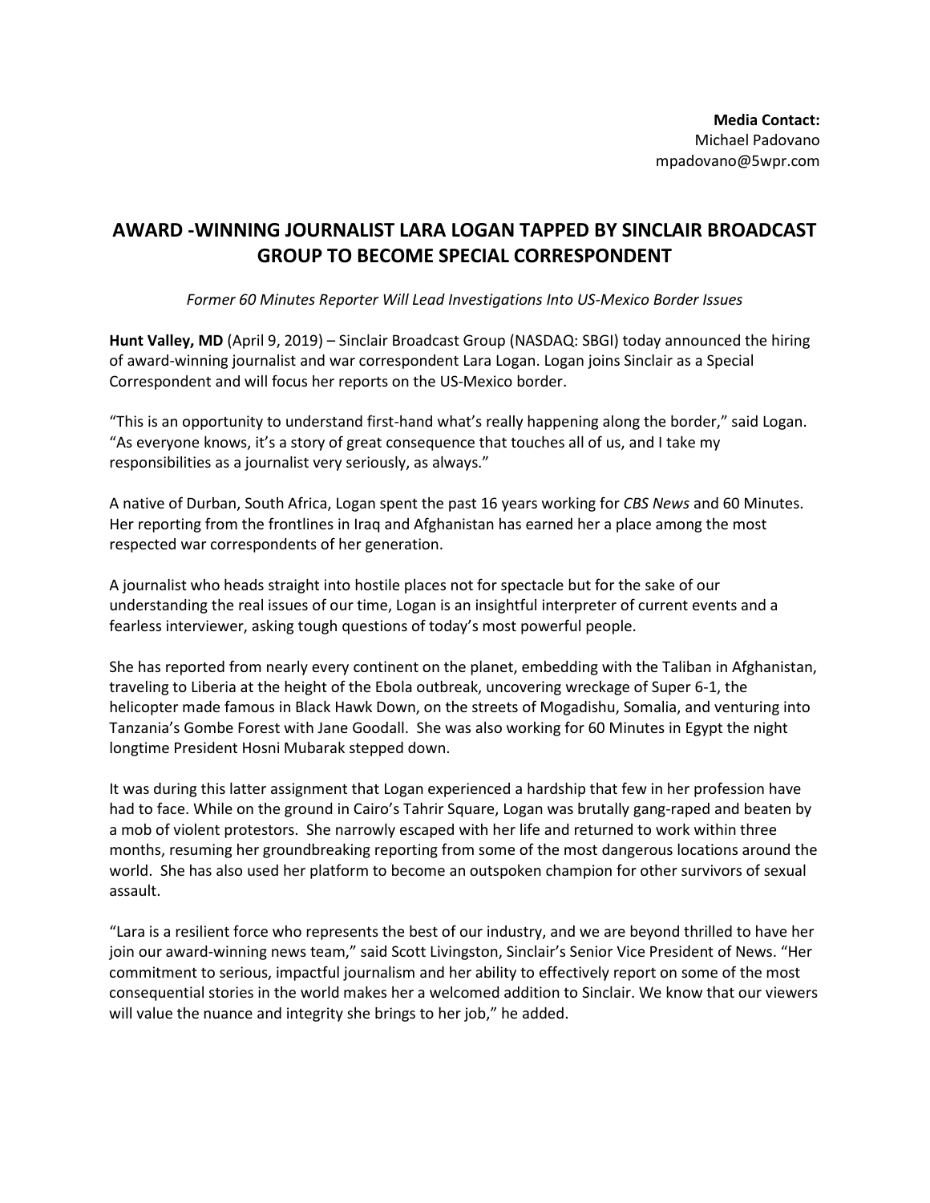**Media Contact:**
Michael Padovano
mpadovano@5wpr.com

# AWARD -WINNING JOURNALIST LARA LOGAN TAPPED BY SINCLAIR BROADCAST GROUP TO BECOME SPECIAL CORRESPONDENT

*Former 60 Minutes Reporter Will Lead Investigations Into US-Mexico Border Issues*

**Hunt Valley, MD** (April 9, 2019) – Sinclair Broadcast Group (NASDAQ: SBGI) today announced the hiring of award-winning journalist and war correspondent Lara Logan. Logan joins Sinclair as a Special Correspondent and will focus her reports on the US-Mexico border.

"This is an opportunity to understand first-hand what's really happening along the border," said Logan. "As everyone knows, it's a story of great consequence that touches all of us, and I take my responsibilities as a journalist very seriously, as always."

A native of Durban, South Africa, Logan spent the past 16 years working for *CBS News* and 60 Minutes. Her reporting from the frontlines in Iraq and Afghanistan has earned her a place among the most respected war correspondents of her generation.

A journalist who heads straight into hostile places not for spectacle but for the sake of our understanding the real issues of our time, Logan is an insightful interpreter of current events and a fearless interviewer, asking tough questions of today's most powerful people.

She has reported from nearly every continent on the planet, embedding with the Taliban in Afghanistan, traveling to Liberia at the height of the Ebola outbreak, uncovering wreckage of Super 6-1, the helicopter made famous in Black Hawk Down, on the streets of Mogadishu, Somalia, and venturing into Tanzania's Gombe Forest with Jane Goodall. She was also working for 60 Minutes in Egypt the night longtime President Hosni Mubarak stepped down.

It was during this latter assignment that Logan experienced a hardship that few in her profession have had to face. While on the ground in Cairo's Tahrir Square, Logan was brutally gang-raped and beaten by a mob of violent protestors. She narrowly escaped with her life and returned to work within three months, resuming her groundbreaking reporting from some of the most dangerous locations around the world. She has also used her platform to become an outspoken champion for other survivors of sexual assault.

"Lara is a resilient force who represents the best of our industry, and we are beyond thrilled to have her join our award-winning news team," said Scott Livingston, Sinclair's Senior Vice President of News. "Her commitment to serious, impactful journalism and her ability to effectively report on some of the most consequential stories in the world makes her a welcomed addition to Sinclair. We know that our viewers will value the nuance and integrity she brings to her job," he added.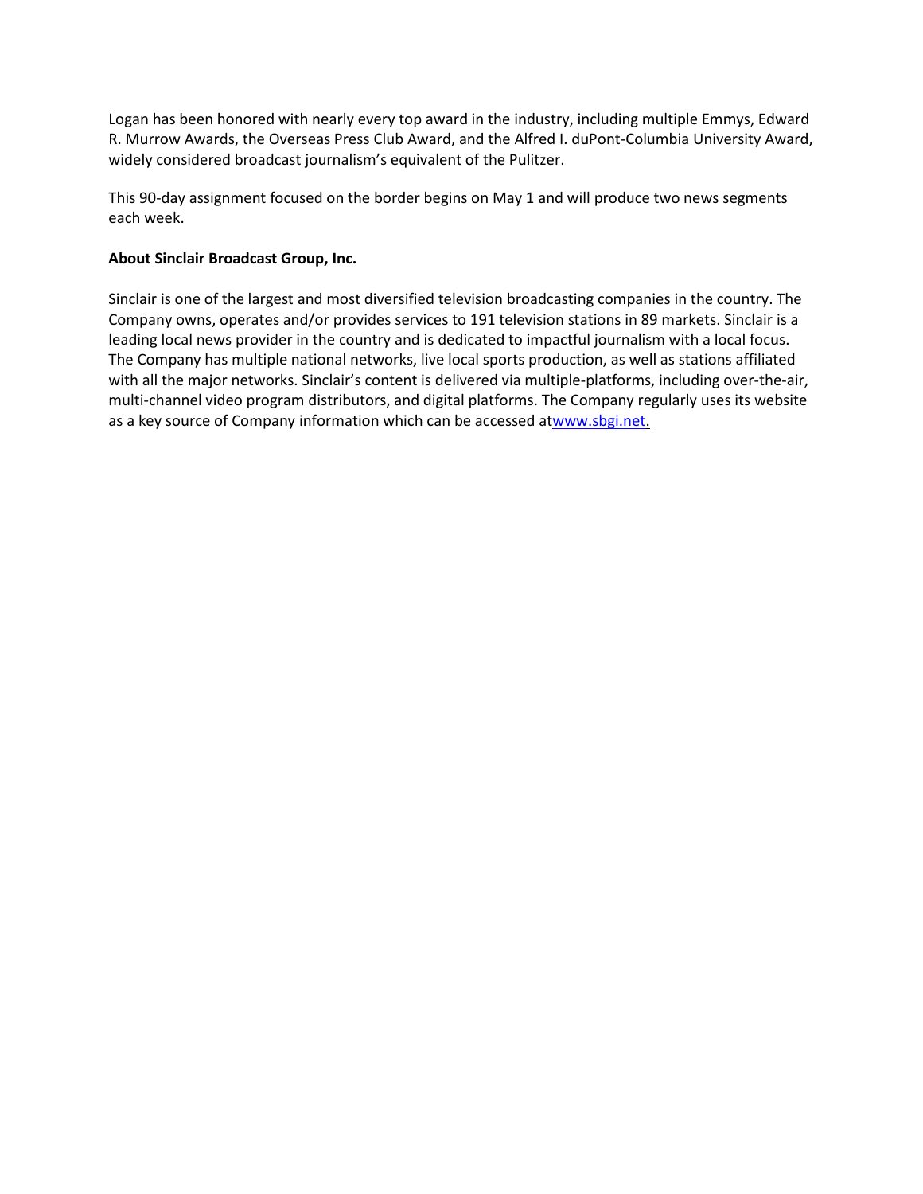Logan has been honored with nearly every top award in the industry, including multiple Emmys, Edward R. Murrow Awards, the Overseas Press Club Award, and the Alfred I. duPont-Columbia University Award, widely considered broadcast journalism's equivalent of the Pulitzer.

This 90-day assignment focused on the border begins on May 1 and will produce two news segments each week.

**About Sinclair Broadcast Group, Inc.**

Sinclair is one of the largest and most diversified television broadcasting companies in the country. The Company owns, operates and/or provides services to 191 television stations in 89 markets. Sinclair is a leading local news provider in the country and is dedicated to impactful journalism with a local focus. The Company has multiple national networks, live local sports production, as well as stations affiliated with all the major networks. Sinclair's content is delivered via multiple-platforms, including over-the-air, multi-channel video program distributors, and digital platforms. The Company regularly uses its website as a key source of Company information which can be accessed atwww.sbgi.net.